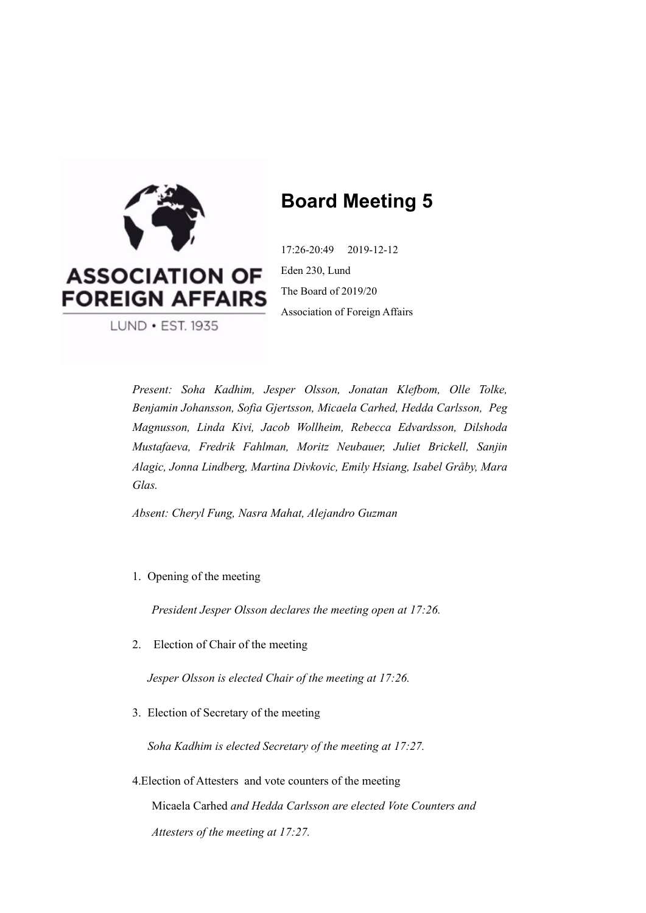# Board Meeting 5

17:26-20:49 2019-12-12

Eden 230, Lund

The Board of 2019/20

Association of Foreign Affairs

*Present: Soha Kadhim, Jesper Olsson, Jonatan Klefbom, Olle Tolke, Benjamin Johansson, Sofia Gjertsson, Micaela Carhed, Hedda Carlsson, Peg Magnusson, Linda Kivi, Jacob Wollheim, Rebecca Edvardsson, Dilshoda Mustafaeva, Fredrik Fahlman, Moritz Neubauer, Juliet Brickell, Sanjin Alagic, Jonna Lindberg, Martina Divkovic, Emily Hsiang, Isabel Gråby, Mara Glas.*

*Absent: Cheryl Fung, Nasra Mahat, Alejandro Guzman*

1. Opening of the meeting

   *President Jesper Olsson declares the meeting open at 17:26.*

2. Election of Chair of the meeting

   *Jesper Olsson is elected Chair of the meeting at 17:26.*

3. Election of Secretary of the meeting

   *Soha Kadhim is elected Secretary of the meeting at 17:27.*

4. Election of Attesters and vote counters of the meeting

   Micaela Carhed *and Hedda Carlsson are elected Vote Counters and Attesters of the meeting at 17:27.*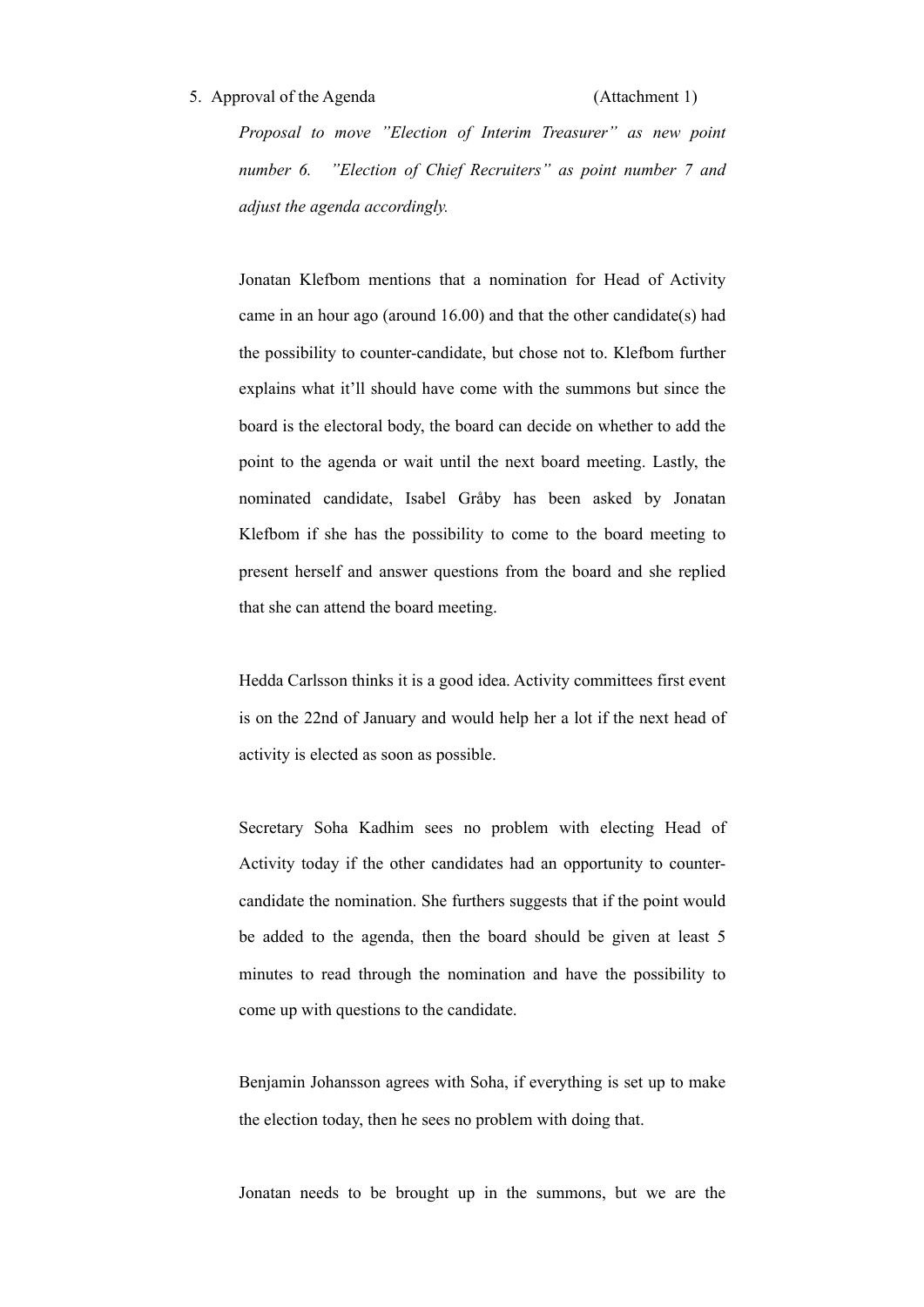5. Approval of the Agenda (Attachment 1)

*Proposal to move "Election of Interim Treasurer" as new point number 6. "Election of Chief Recruiters" as point number 7 and adjust the agenda accordingly.*

Jonatan Klefbom mentions that a nomination for Head of Activity came in an hour ago (around 16.00) and that the other candidate(s) had the possibility to counter-candidate, but chose not to. Klefbom further explains what it'll should have come with the summons but since the board is the electoral body, the board can decide on whether to add the point to the agenda or wait until the next board meeting. Lastly, the nominated candidate, Isabel Gråby has been asked by Jonatan Klefbom if she has the possibility to come to the board meeting to present herself and answer questions from the board and she replied that she can attend the board meeting.

Hedda Carlsson thinks it is a good idea. Activity committees first event is on the 22nd of January and would help her a lot if the next head of activity is elected as soon as possible.

Secretary Soha Kadhim sees no problem with electing Head of Activity today if the other candidates had an opportunity to counter-candidate the nomination. She furthers suggests that if the point would be added to the agenda, then the board should be given at least 5 minutes to read through the nomination and have the possibility to come up with questions to the candidate.

Benjamin Johansson agrees with Soha, if everything is set up to make the election today, then he sees no problem with doing that.

Jonatan needs to be brought up in the summons, but we are the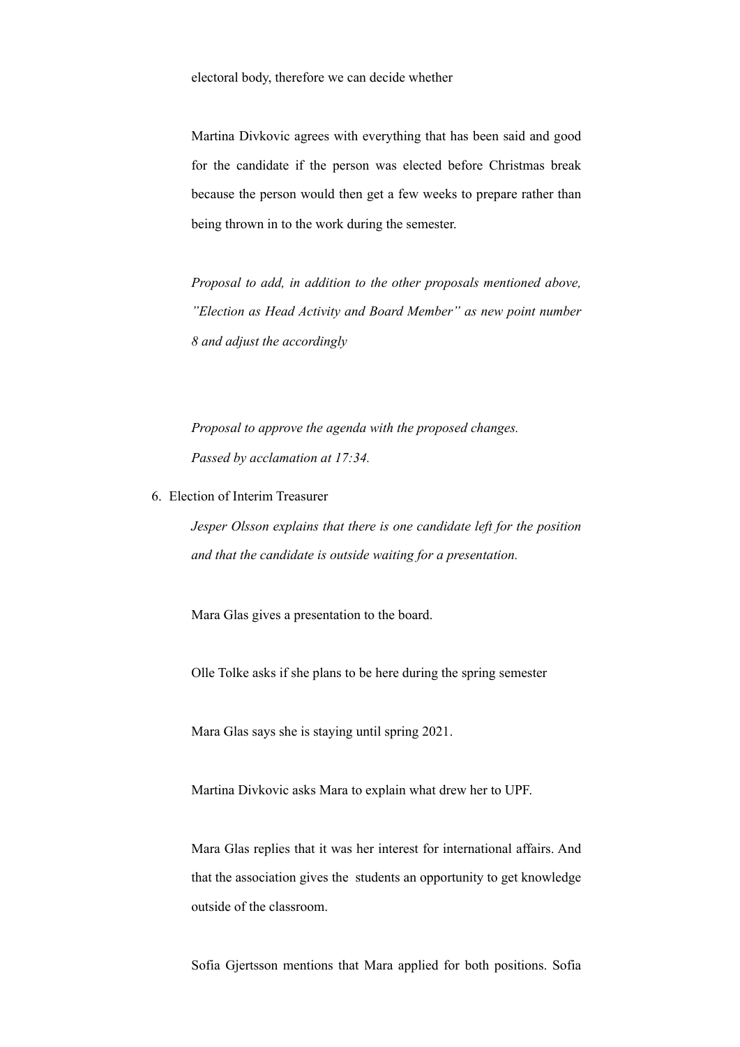electoral body, therefore we can decide whether

Martina Divkovic agrees with everything that has been said and good for the candidate if the person was elected before Christmas break because the person would then get a few weeks to prepare rather than being thrown in to the work during the semester.

*Proposal to add, in addition to the other proposals mentioned above, "Election as Head Activity and Board Member" as new point number 8 and adjust the accordingly*

*Proposal to approve the agenda with the proposed changes.*
*Passed by acclamation at 17:34.*

6. Election of Interim Treasurer

   *Jesper Olsson explains that there is one candidate left for the position and that the candidate is outside waiting for a presentation.*

   Mara Glas gives a presentation to the board.

   Olle Tolke asks if she plans to be here during the spring semester

   Mara Glas says she is staying until spring 2021.

   Martina Divkovic asks Mara to explain what drew her to UPF.

   Mara Glas replies that it was her interest for international affairs. And that the association gives the students an opportunity to get knowledge outside of the classroom.

   Sofia Gjertsson mentions that Mara applied for both positions. Sofia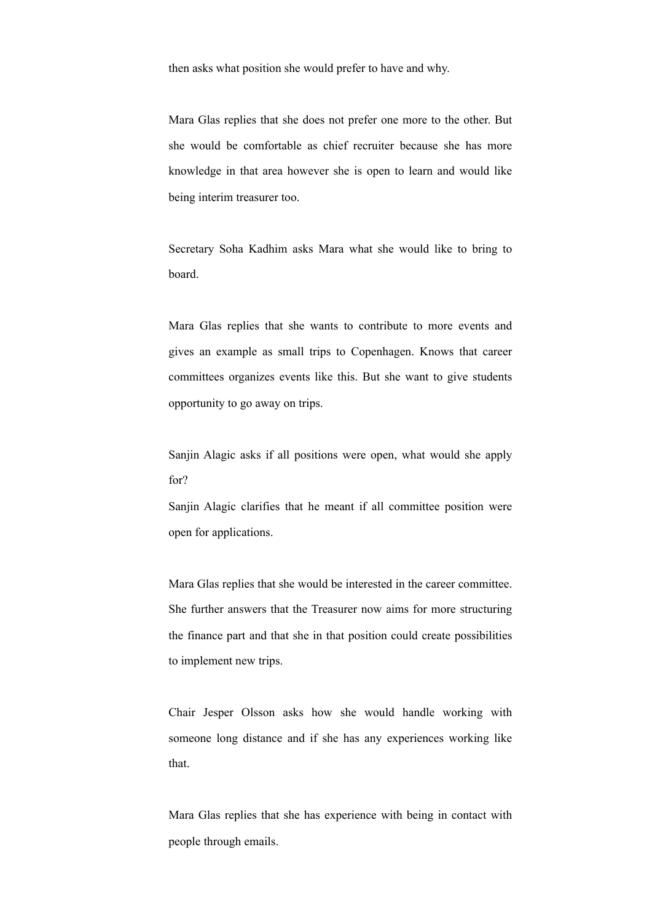then asks what position she would prefer to have and why.

Mara Glas replies that she does not prefer one more to the other. But she would be comfortable as chief recruiter because she has more knowledge in that area however she is open to learn and would like being interim treasurer too.

Secretary Soha Kadhim asks Mara what she would like to bring to board.

Mara Glas replies that she wants to contribute to more events and gives an example as small trips to Copenhagen. Knows that career committees organizes events like this. But she want to give students opportunity to go away on trips.

Sanjin Alagic asks if all positions were open, what would she apply for?
Sanjin Alagic clarifies that he meant if all committee position were open for applications.

Mara Glas replies that she would be interested in the career committee. She further answers that the Treasurer now aims for more structuring the finance part and that she in that position could create possibilities to implement new trips.

Chair Jesper Olsson asks how she would handle working with someone long distance and if she has any experiences working like that.

Mara Glas replies that she has experience with being in contact with people through emails.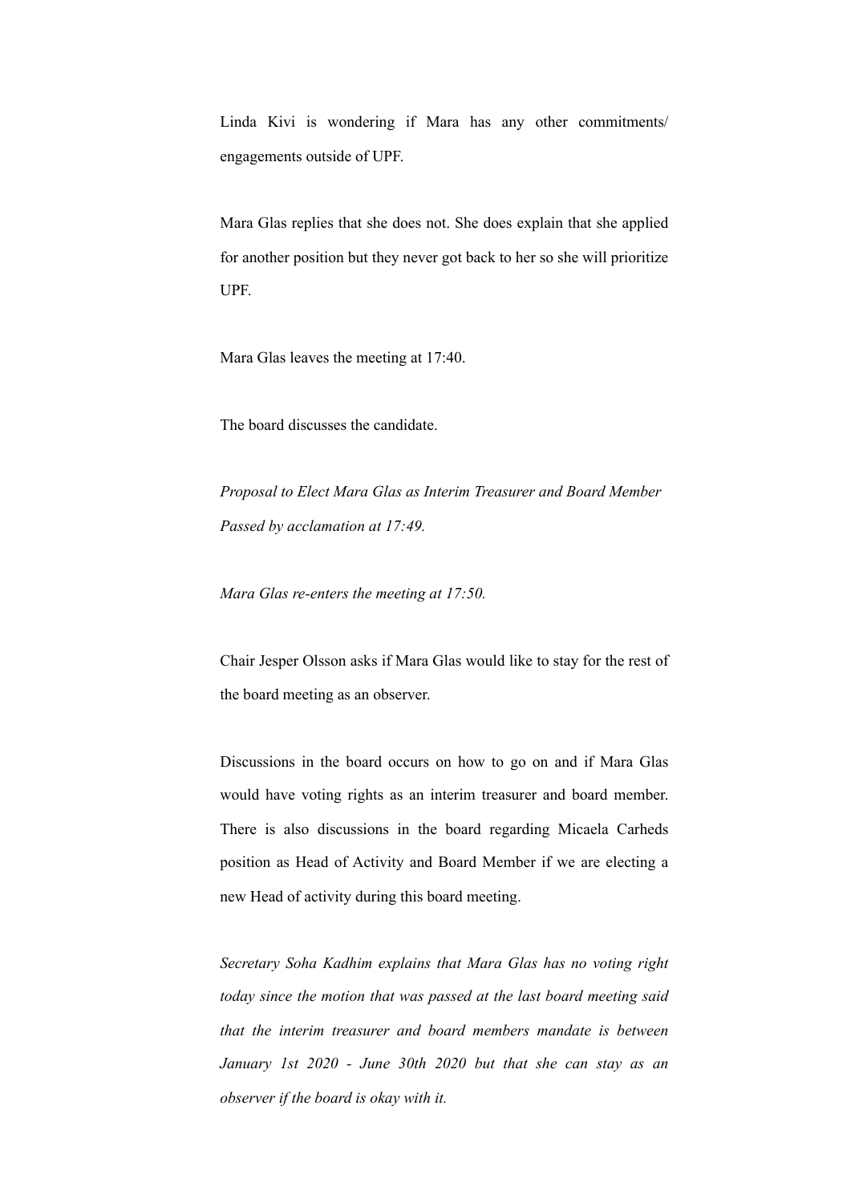Linda Kivi is wondering if Mara has any other commitments/ engagements outside of UPF.

Mara Glas replies that she does not. She does explain that she applied for another position but they never got back to her so she will prioritize UPF.

Mara Glas leaves the meeting at 17:40.

The board discusses the candidate.

*Proposal to Elect Mara Glas as Interim Treasurer and Board Member Passed by acclamation at 17:49.*

*Mara Glas re-enters the meeting at 17:50.*

Chair Jesper Olsson asks if Mara Glas would like to stay for the rest of the board meeting as an observer.

Discussions in the board occurs on how to go on and if Mara Glas would have voting rights as an interim treasurer and board member. There is also discussions in the board regarding Micaela Carheds position as Head of Activity and Board Member if we are electing a new Head of activity during this board meeting.

*Secretary Soha Kadhim explains that Mara Glas has no voting right today since the motion that was passed at the last board meeting said that the interim treasurer and board members mandate is between January 1st 2020 - June 30th 2020 but that she can stay as an observer if the board is okay with it.*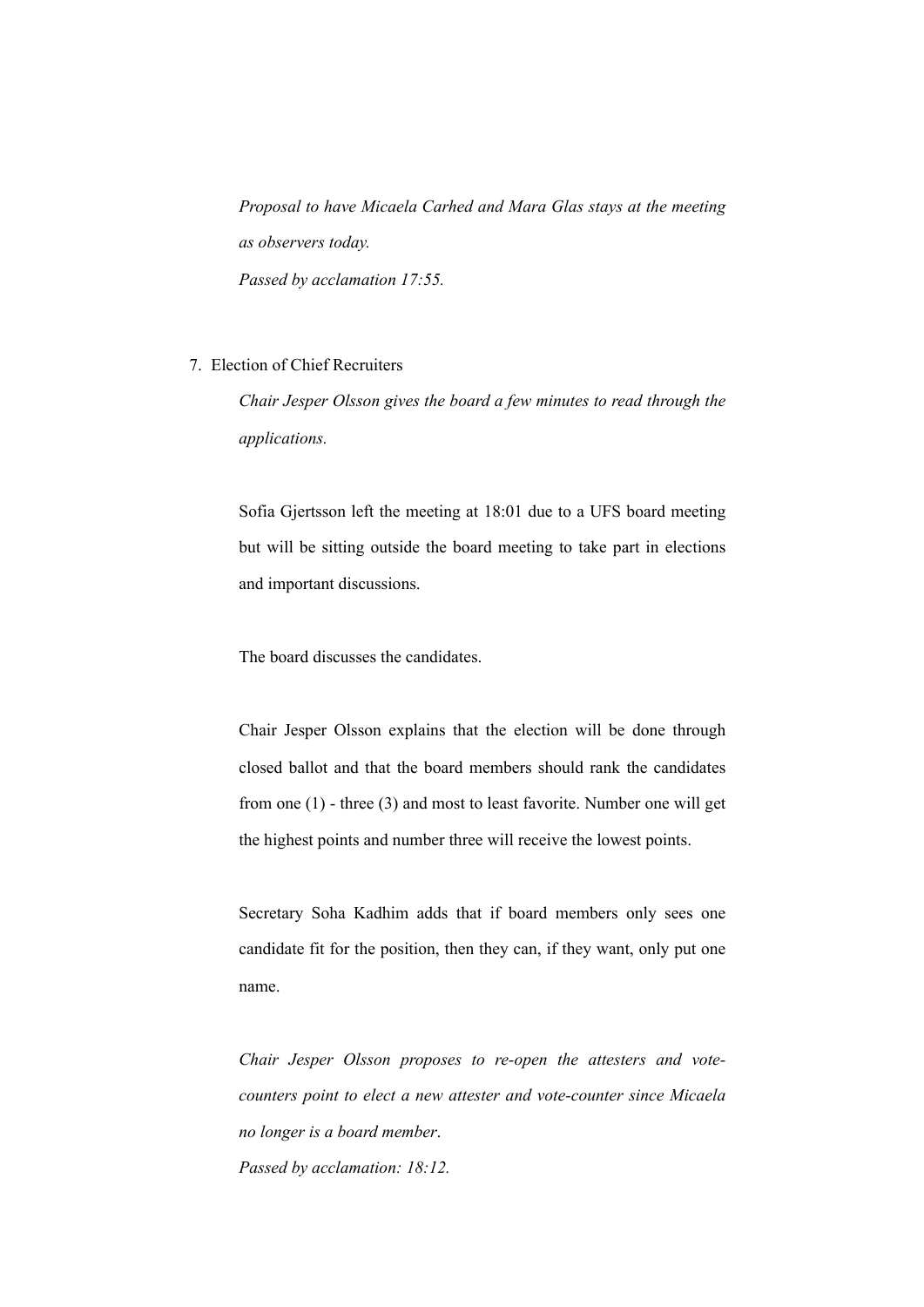*Proposal to have Micaela Carhed and Mara Glas stays at the meeting as observers today.*

*Passed by acclamation 17:55.*

7. Election of Chief Recruiters

    *Chair Jesper Olsson gives the board a few minutes to read through the applications.*

    Sofia Gjertsson left the meeting at 18:01 due to a UFS board meeting but will be sitting outside the board meeting to take part in elections and important discussions.

    The board discusses the candidates.

    Chair Jesper Olsson explains that the election will be done through closed ballot and that the board members should rank the candidates from one (1) - three (3) and most to least favorite. Number one will get the highest points and number three will receive the lowest points.

    Secretary Soha Kadhim adds that if board members only sees one candidate fit for the position, then they can, if they want, only put one name.

    *Chair Jesper Olsson proposes to re-open the attesters and vote-counters point to elect a new attester and vote-counter since Micaela no longer is a board member*.

    *Passed by acclamation: 18:12.*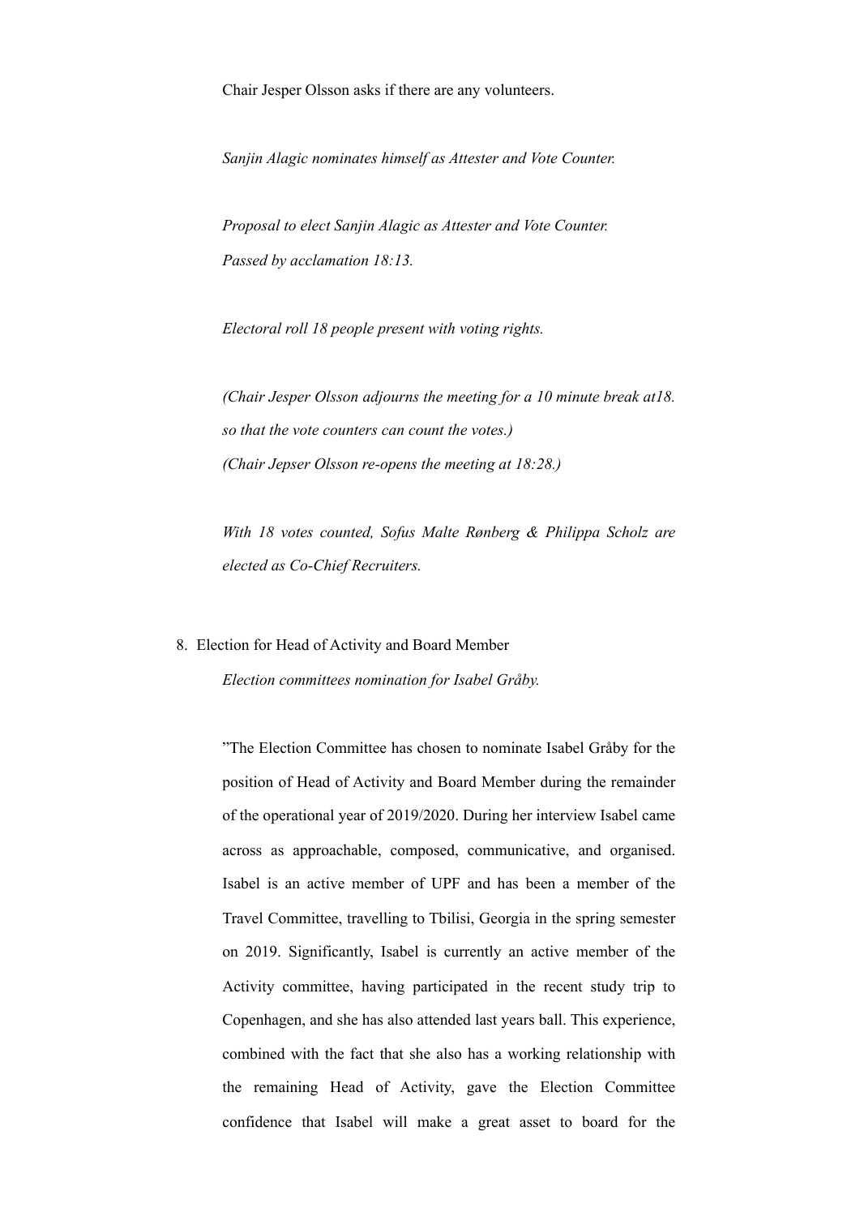Chair Jesper Olsson asks if there are any volunteers.

*Sanjin Alagic nominates himself as Attester and Vote Counter.*

*Proposal to elect Sanjin Alagic as Attester and Vote Counter.*
*Passed by acclamation 18:13.*

*Electoral roll 18 people present with voting rights.*

*(Chair Jesper Olsson adjourns the meeting for a 10 minute break at18. so that the vote counters can count the votes.)*
*(Chair Jepser Olsson re-opens the meeting at 18:28.)*

*With 18 votes counted, Sofus Malte Rønberg & Philippa Scholz are elected as Co-Chief Recruiters.*

8. Election for Head of Activity and Board Member

   *Election committees nomination for Isabel Gråby.*

   ”The Election Committee has chosen to nominate Isabel Gråby for the position of Head of Activity and Board Member during the remainder of the operational year of 2019/2020. During her interview Isabel came across as approachable, composed, communicative, and organised. Isabel is an active member of UPF and has been a member of the Travel Committee, travelling to Tbilisi, Georgia in the spring semester on 2019. Significantly, Isabel is currently an active member of the Activity committee, having participated in the recent study trip to Copenhagen, and she has also attended last years ball. This experience, combined with the fact that she also has a working relationship with the remaining Head of Activity, gave the Election Committee confidence that Isabel will make a great asset to board for the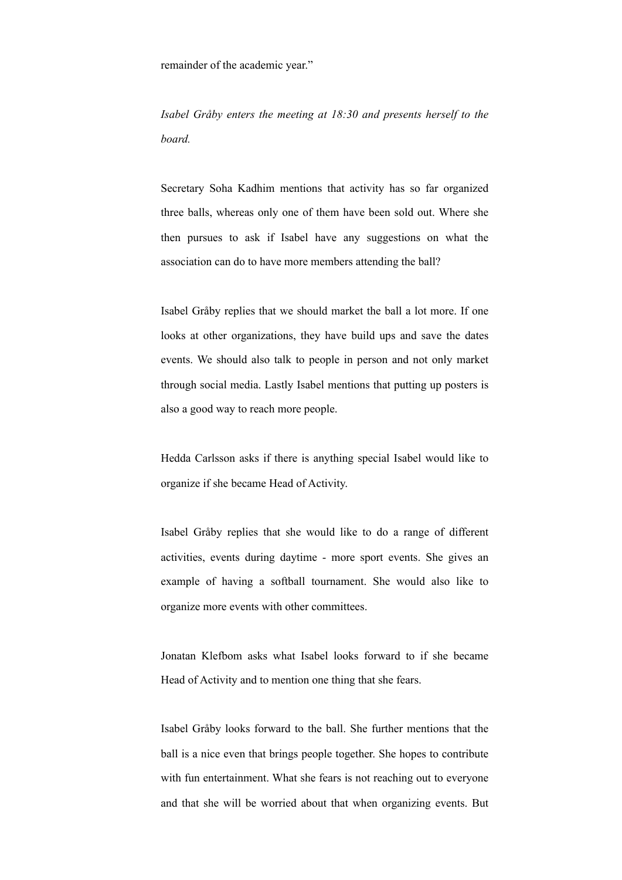remainder of the academic year.”

*Isabel Gråby enters the meeting at 18:30 and presents herself to the board.*

Secretary Soha Kadhim mentions that activity has so far organized three balls, whereas only one of them have been sold out. Where she then pursues to ask if Isabel have any suggestions on what the association can do to have more members attending the ball?

Isabel Gråby replies that we should market the ball a lot more. If one looks at other organizations, they have build ups and save the dates events. We should also talk to people in person and not only market through social media. Lastly Isabel mentions that putting up posters is also a good way to reach more people.

Hedda Carlsson asks if there is anything special Isabel would like to organize if she became Head of Activity.

Isabel Gråby replies that she would like to do a range of different activities, events during daytime - more sport events. She gives an example of having a softball tournament. She would also like to organize more events with other committees.

Jonatan Klefbom asks what Isabel looks forward to if she became Head of Activity and to mention one thing that she fears.

Isabel Gråby looks forward to the ball. She further mentions that the ball is a nice even that brings people together. She hopes to contribute with fun entertainment. What she fears is not reaching out to everyone and that she will be worried about that when organizing events. But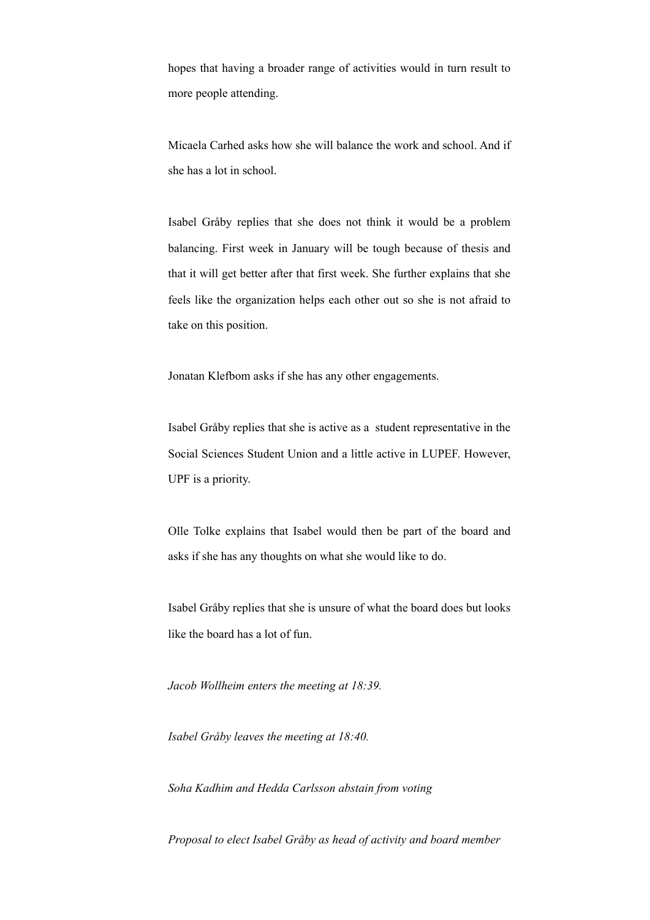hopes that having a broader range of activities would in turn result to more people attending.

Micaela Carhed asks how she will balance the work and school. And if she has a lot in school.

Isabel Gråby replies that she does not think it would be a problem balancing. First week in January will be tough because of thesis and that it will get better after that first week. She further explains that she feels like the organization helps each other out so she is not afraid to take on this position.

Jonatan Klefbom asks if she has any other engagements.

Isabel Gråby replies that she is active as a student representative in the Social Sciences Student Union and a little active in LUPEF. However, UPF is a priority.

Olle Tolke explains that Isabel would then be part of the board and asks if she has any thoughts on what she would like to do.

Isabel Gråby replies that she is unsure of what the board does but looks like the board has a lot of fun.

*Jacob Wollheim enters the meeting at 18:39.*

*Isabel Gråby leaves the meeting at 18:40.*

*Soha Kadhim and Hedda Carlsson abstain from voting*

*Proposal to elect Isabel Gråby as head of activity and board member*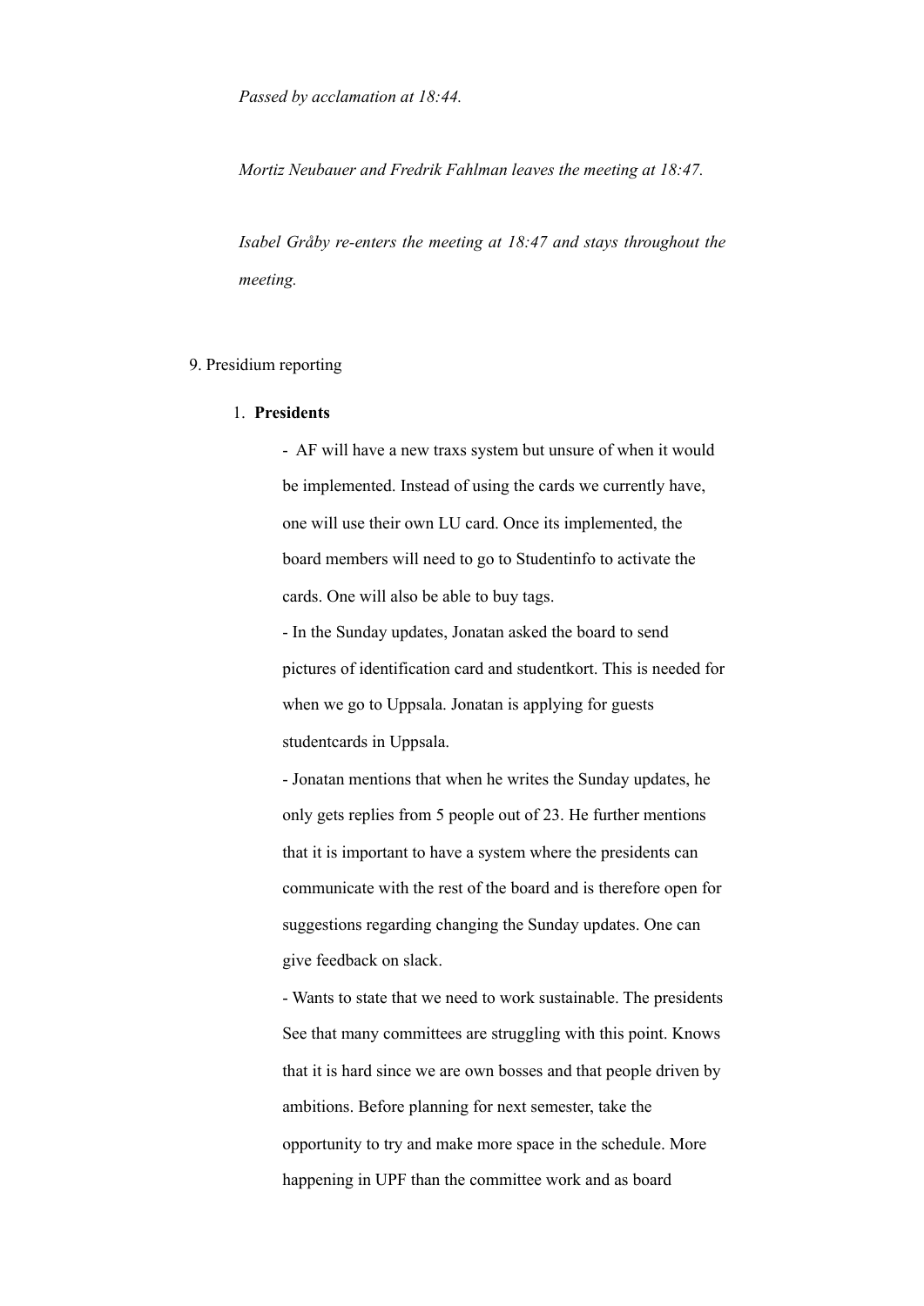*Passed by acclamation at 18:44.*

*Mortiz Neubauer and Fredrik Fahlman leaves the meeting at 18:47.*

*Isabel Gråby re-enters the meeting at 18:47 and stays throughout the meeting.*

9. Presidium reporting

1. **Presidents**

   - AF will have a new traxs system but unsure of when it would be implemented. Instead of using the cards we currently have, one will use their own LU card. Once its implemented, the board members will need to go to Studentinfo to activate the cards. One will also be able to buy tags.
   - In the Sunday updates, Jonatan asked the board to send pictures of identification card and studentkort. This is needed for when we go to Uppsala. Jonatan is applying for guests studentcards in Uppsala.
   - Jonatan mentions that when he writes the Sunday updates, he only gets replies from 5 people out of 23. He further mentions that it is important to have a system where the presidents can communicate with the rest of the board and is therefore open for suggestions regarding changing the Sunday updates. One can give feedback on slack.
   - Wants to state that we need to work sustainable. The presidents See that many committees are struggling with this point. Knows that it is hard since we are own bosses and that people driven by ambitions. Before planning for next semester, take the opportunity to try and make more space in the schedule. More happening in UPF than the committee work and as board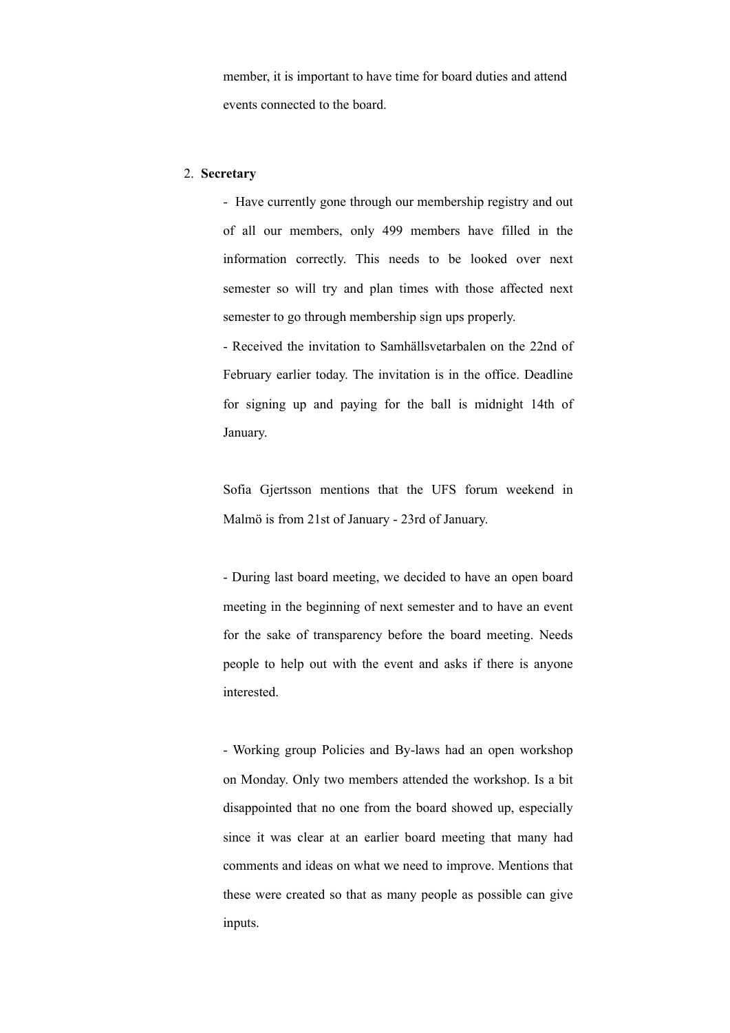member, it is important to have time for board duties and attend events connected to the board.

2. **Secretary**

- Have currently gone through our membership registry and out of all our members, only 499 members have filled in the information correctly. This needs to be looked over next semester so will try and plan times with those affected next semester to go through membership sign ups properly.
- Received the invitation to Samhällsvetarbalen on the 22nd of February earlier today. The invitation is in the office. Deadline for signing up and paying for the ball is midnight 14th of January.

Sofia Gjertsson mentions that the UFS forum weekend in Malmö is from 21st of January - 23rd of January.

- During last board meeting, we decided to have an open board meeting in the beginning of next semester and to have an event for the sake of transparency before the board meeting. Needs people to help out with the event and asks if there is anyone interested.

- Working group Policies and By-laws had an open workshop on Monday. Only two members attended the workshop. Is a bit disappointed that no one from the board showed up, especially since it was clear at an earlier board meeting that many had comments and ideas on what we need to improve. Mentions that these were created so that as many people as possible can give inputs.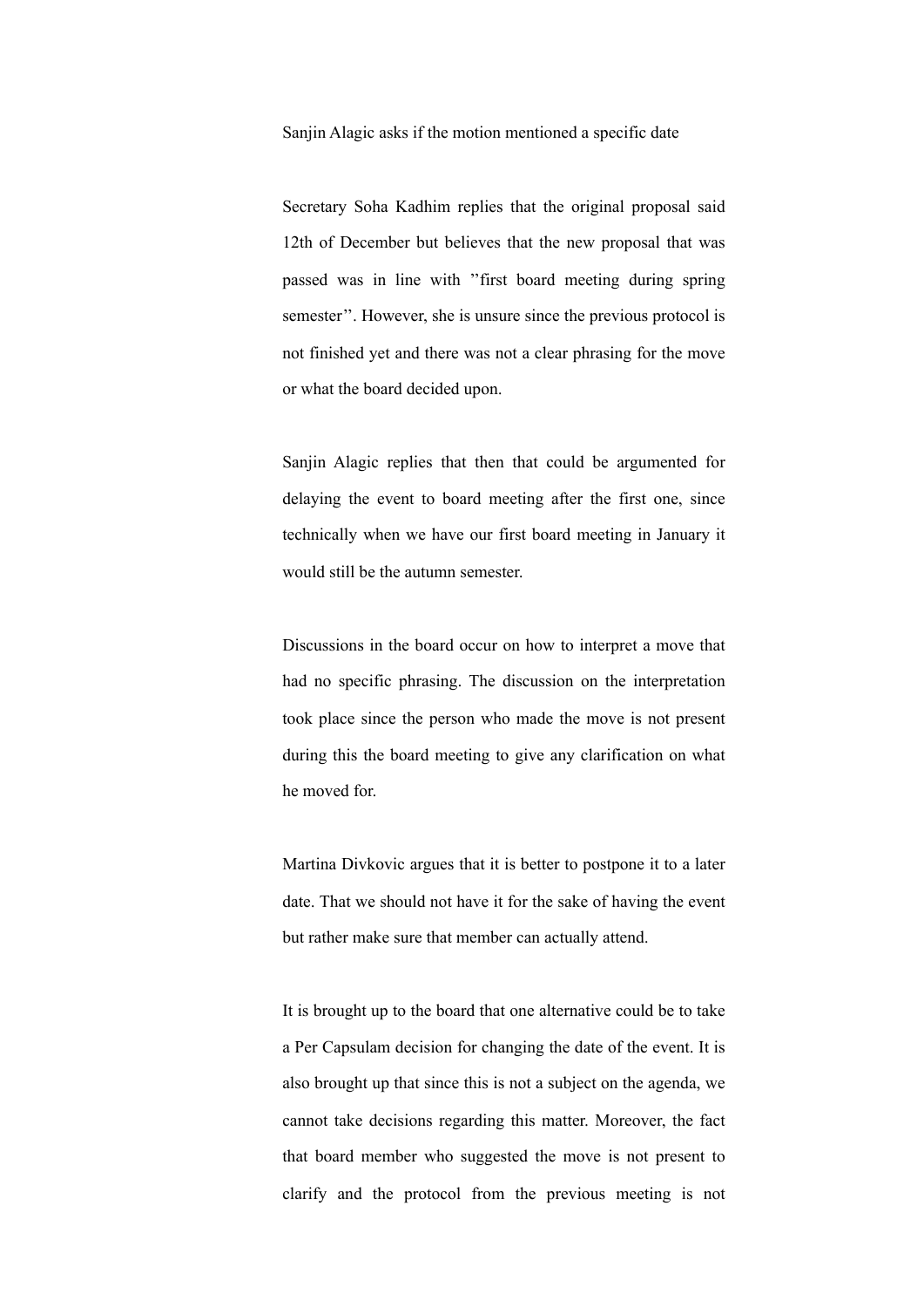Sanjin Alagic asks if the motion mentioned a specific date

Secretary Soha Kadhim replies that the original proposal said 12th of December but believes that the new proposal that was passed was in line with ”first board meeting during spring semester’’. However, she is unsure since the previous protocol is not finished yet and there was not a clear phrasing for the move or what the board decided upon.

Sanjin Alagic replies that then that could be argumented for delaying the event to board meeting after the first one, since technically when we have our first board meeting in January it would still be the autumn semester.

Discussions in the board occur on how to interpret a move that had no specific phrasing. The discussion on the interpretation took place since the person who made the move is not present during this the board meeting to give any clarification on what he moved for.

Martina Divkovic argues that it is better to postpone it to a later date. That we should not have it for the sake of having the event but rather make sure that member can actually attend.

It is brought up to the board that one alternative could be to take a Per Capsulam decision for changing the date of the event. It is also brought up that since this is not a subject on the agenda, we cannot take decisions regarding this matter. Moreover, the fact that board member who suggested the move is not present to clarify and the protocol from the previous meeting is not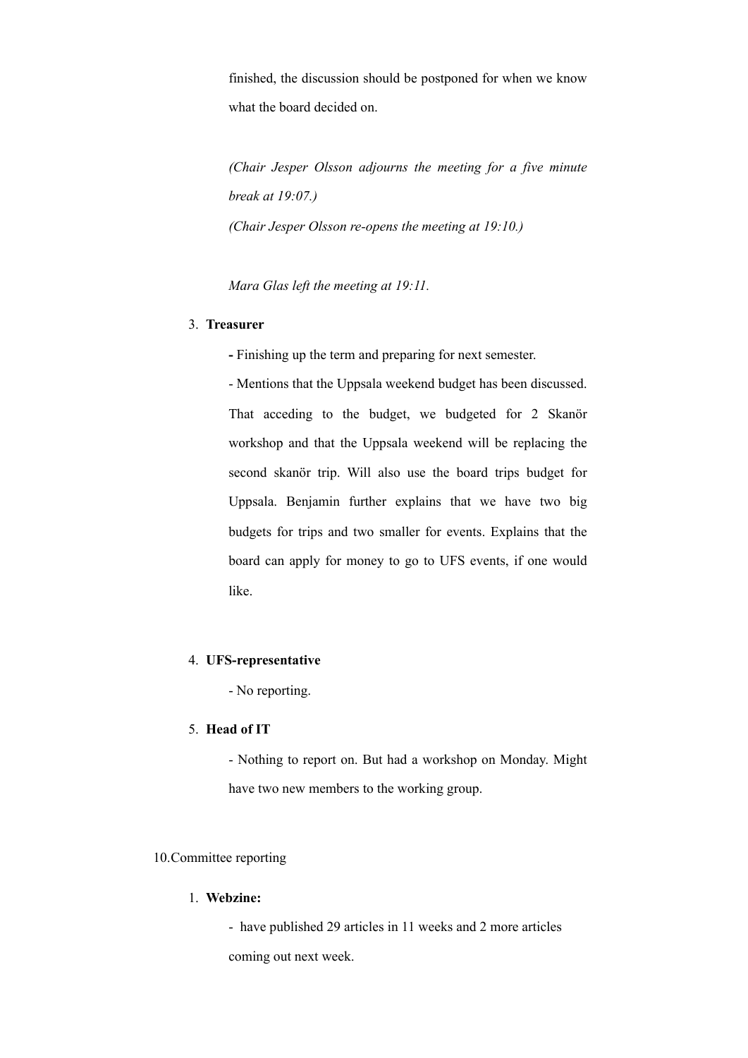finished, the discussion should be postponed for when we know what the board decided on.

*(Chair Jesper Olsson adjourns the meeting for a five minute break at 19:07.)*

*(Chair Jesper Olsson re-opens the meeting at 19:10.)*

*Mara Glas left the meeting at 19:11.*

3. **Treasurer**

   **-** Finishing up the term and preparing for next semester.

   - Mentions that the Uppsala weekend budget has been discussed. That acceding to the budget, we budgeted for 2 Skanör workshop and that the Uppsala weekend will be replacing the second skanör trip. Will also use the board trips budget for Uppsala. Benjamin further explains that we have two big budgets for trips and two smaller for events. Explains that the board can apply for money to go to UFS events, if one would like.

4. **UFS-representative**

   - No reporting.

5. **Head of IT**

   - Nothing to report on. But had a workshop on Monday. Might have two new members to the working group.

10.Committee reporting

1. **Webzine:**

   - have published 29 articles in 11 weeks and 2 more articles coming out next week.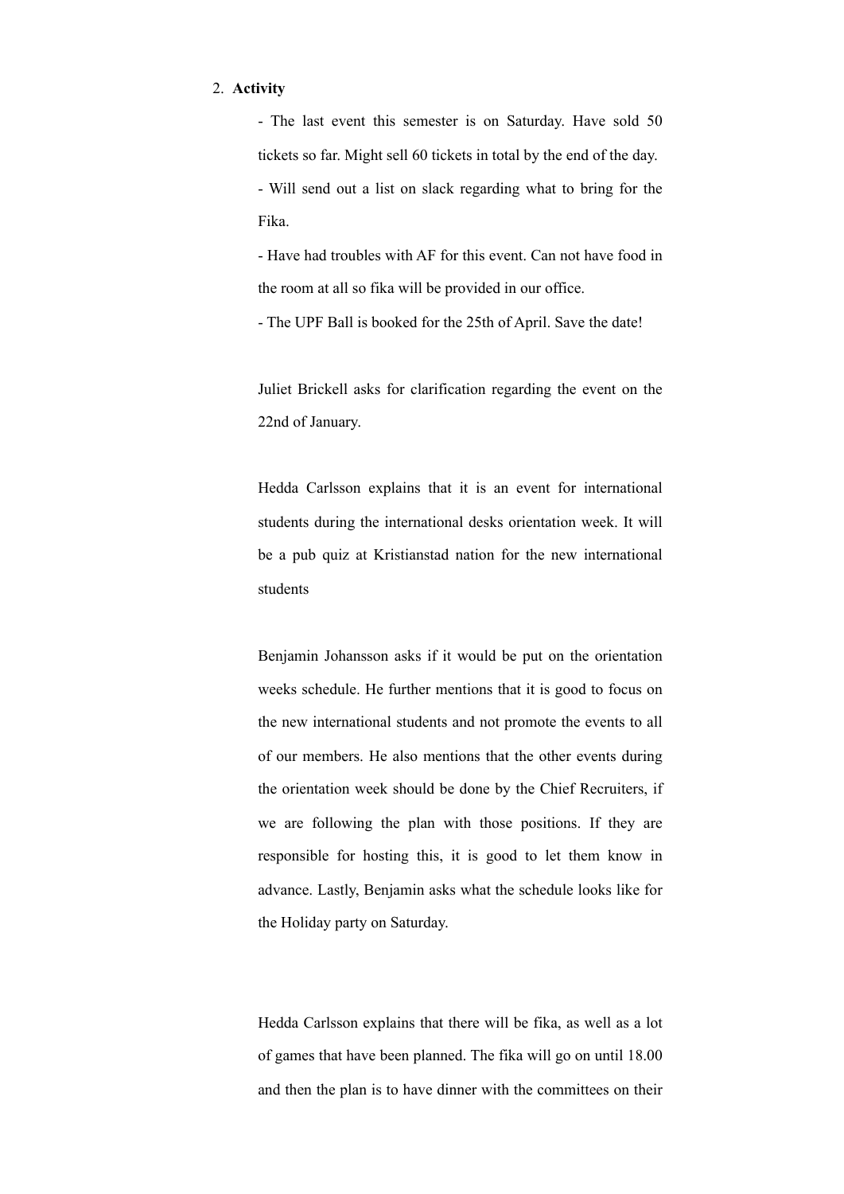2. **Activity**

   - The last event this semester is on Saturday. Have sold 50 tickets so far. Might sell 60 tickets in total by the end of the day.
   - Will send out a list on slack regarding what to bring for the Fika.
   - Have had troubles with AF for this event. Can not have food in the room at all so fika will be provided in our office.
   - The UPF Ball is booked for the 25th of April. Save the date!

   Juliet Brickell asks for clarification regarding the event on the 22nd of January.

   Hedda Carlsson explains that it is an event for international students during the international desks orientation week. It will be a pub quiz at Kristianstad nation for the new international students

   Benjamin Johansson asks if it would be put on the orientation weeks schedule. He further mentions that it is good to focus on the new international students and not promote the events to all of our members. He also mentions that the other events during the orientation week should be done by the Chief Recruiters, if we are following the plan with those positions. If they are responsible for hosting this, it is good to let them know in advance. Lastly, Benjamin asks what the schedule looks like for the Holiday party on Saturday.

   Hedda Carlsson explains that there will be fika, as well as a lot of games that have been planned. The fika will go on until 18.00 and then the plan is to have dinner with the committees on their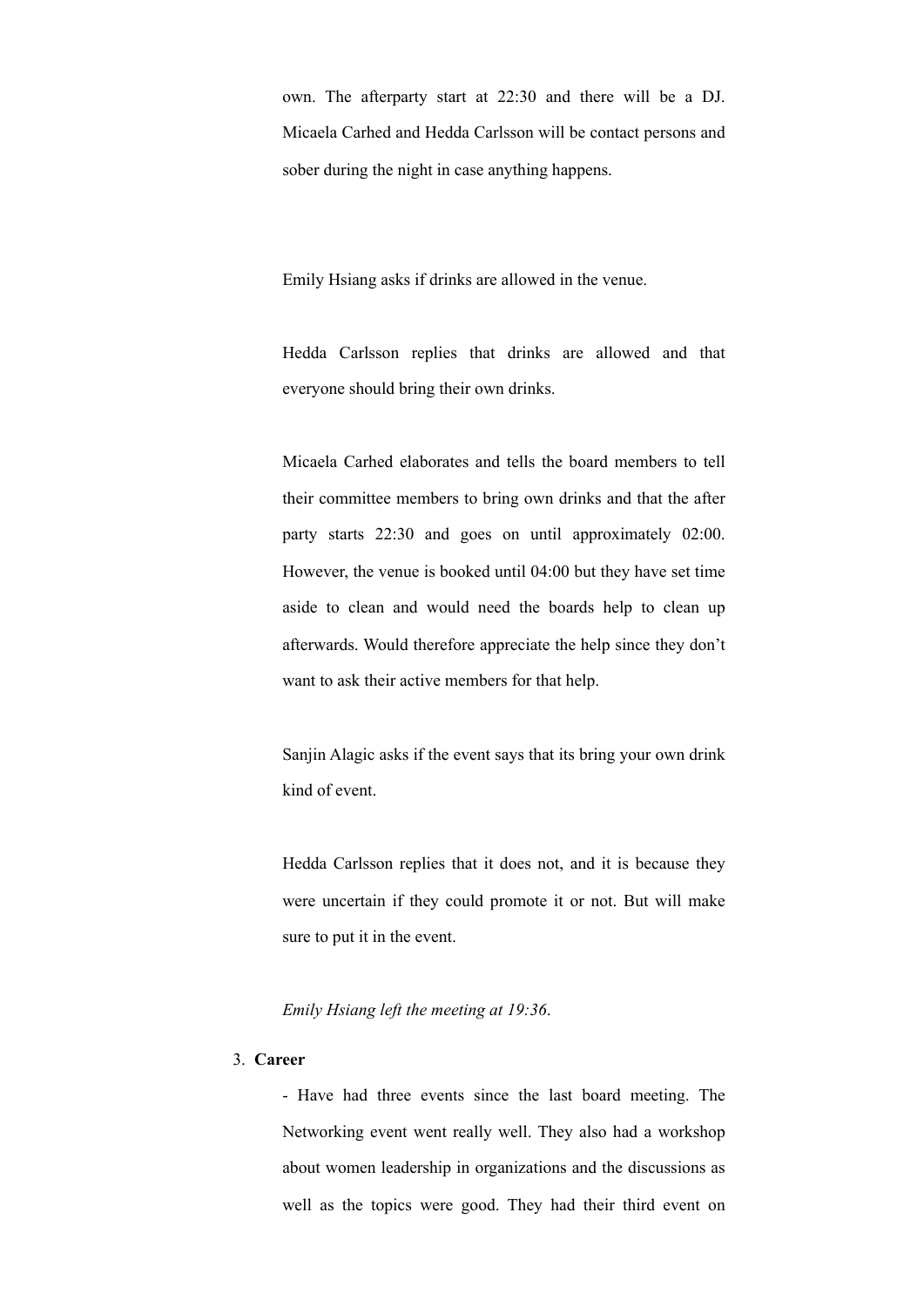own. The afterparty start at 22:30 and there will be a DJ. Micaela Carhed and Hedda Carlsson will be contact persons and sober during the night in case anything happens.

Emily Hsiang asks if drinks are allowed in the venue.

Hedda Carlsson replies that drinks are allowed and that everyone should bring their own drinks.

Micaela Carhed elaborates and tells the board members to tell their committee members to bring own drinks and that the after party starts 22:30 and goes on until approximately 02:00. However, the venue is booked until 04:00 but they have set time aside to clean and would need the boards help to clean up afterwards. Would therefore appreciate the help since they don't want to ask their active members for that help.

Sanjin Alagic asks if the event says that its bring your own drink kind of event.

Hedda Carlsson replies that it does not, and it is because they were uncertain if they could promote it or not. But will make sure to put it in the event.

*Emily Hsiang left the meeting at 19:36.*

3. **Career**

   - Have had three events since the last board meeting. The Networking event went really well. They also had a workshop about women leadership in organizations and the discussions as well as the topics were good. They had their third event on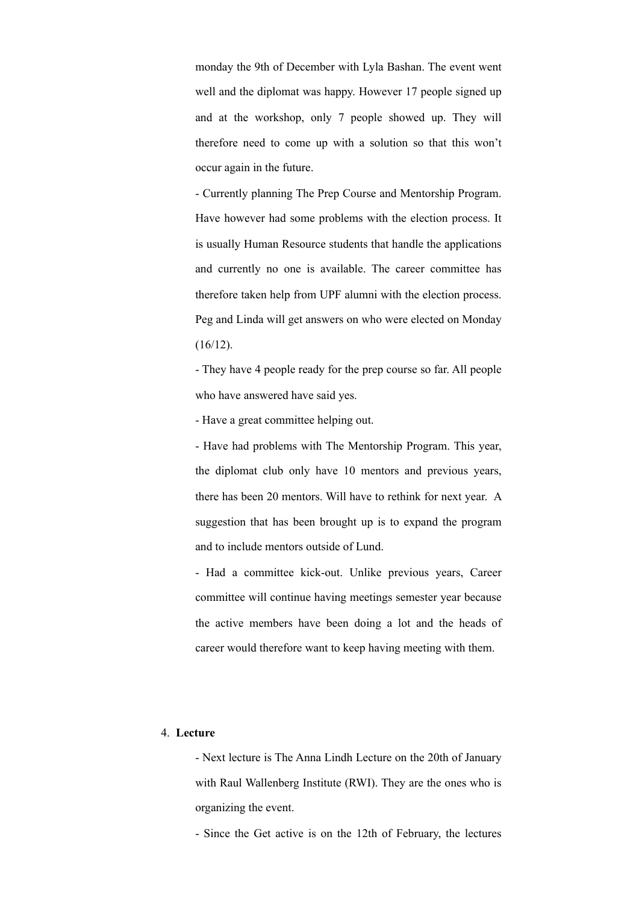monday the 9th of December with Lyla Bashan. The event went well and the diplomat was happy. However 17 people signed up and at the workshop, only 7 people showed up. They will therefore need to come up with a solution so that this won't occur again in the future.

- Currently planning The Prep Course and Mentorship Program. Have however had some problems with the election process. It is usually Human Resource students that handle the applications and currently no one is available. The career committee has therefore taken help from UPF alumni with the election process. Peg and Linda will get answers on who were elected on Monday (16/12).

- They have 4 people ready for the prep course so far. All people who have answered have said yes.

- Have a great committee helping out.

- Have had problems with The Mentorship Program. This year, the diplomat club only have 10 mentors and previous years, there has been 20 mentors. Will have to rethink for next year. A suggestion that has been brought up is to expand the program and to include mentors outside of Lund.

- Had a committee kick-out. Unlike previous years, Career committee will continue having meetings semester year because the active members have been doing a lot and the heads of career would therefore want to keep having meeting with them.

4. **Lecture**

- Next lecture is The Anna Lindh Lecture on the 20th of January with Raul Wallenberg Institute (RWI). They are the ones who is organizing the event.

- Since the Get active is on the 12th of February, the lectures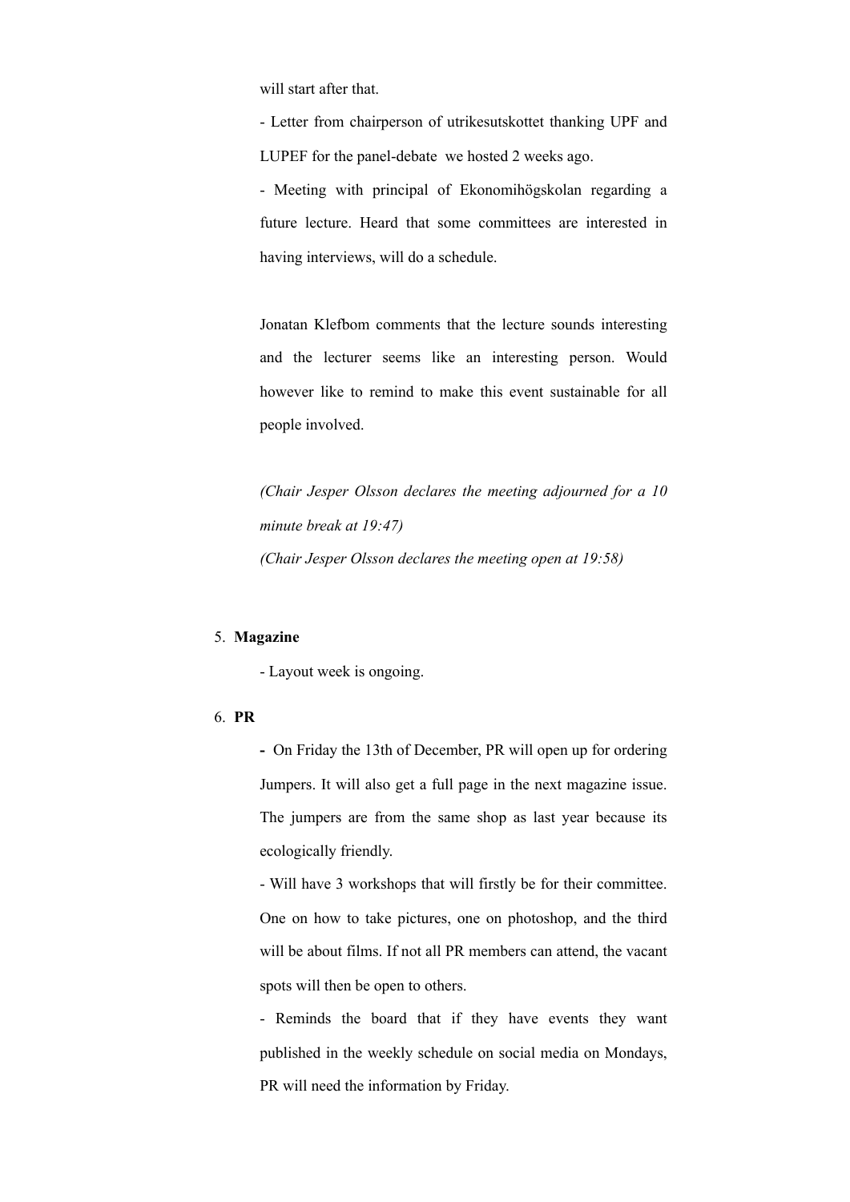will start after that.

- Letter from chairperson of utrikesutskottet thanking UPF and LUPEF for the panel-debate we hosted 2 weeks ago.
- Meeting with principal of Ekonomihögskolan regarding a future lecture. Heard that some committees are interested in having interviews, will do a schedule.

Jonatan Klefbom comments that the lecture sounds interesting and the lecturer seems like an interesting person. Would however like to remind to make this event sustainable for all people involved.

*(Chair Jesper Olsson declares the meeting adjourned for a 10 minute break at 19:47)*

*(Chair Jesper Olsson declares the meeting open at 19:58)*

5. **Magazine**

   - Layout week is ongoing.

6. **PR**

   - On Friday the 13th of December, PR will open up for ordering Jumpers. It will also get a full page in the next magazine issue. The jumpers are from the same shop as last year because its ecologically friendly.
   - Will have 3 workshops that will firstly be for their committee. One on how to take pictures, one on photoshop, and the third will be about films. If not all PR members can attend, the vacant spots will then be open to others.
   - Reminds the board that if they have events they want published in the weekly schedule on social media on Mondays, PR will need the information by Friday.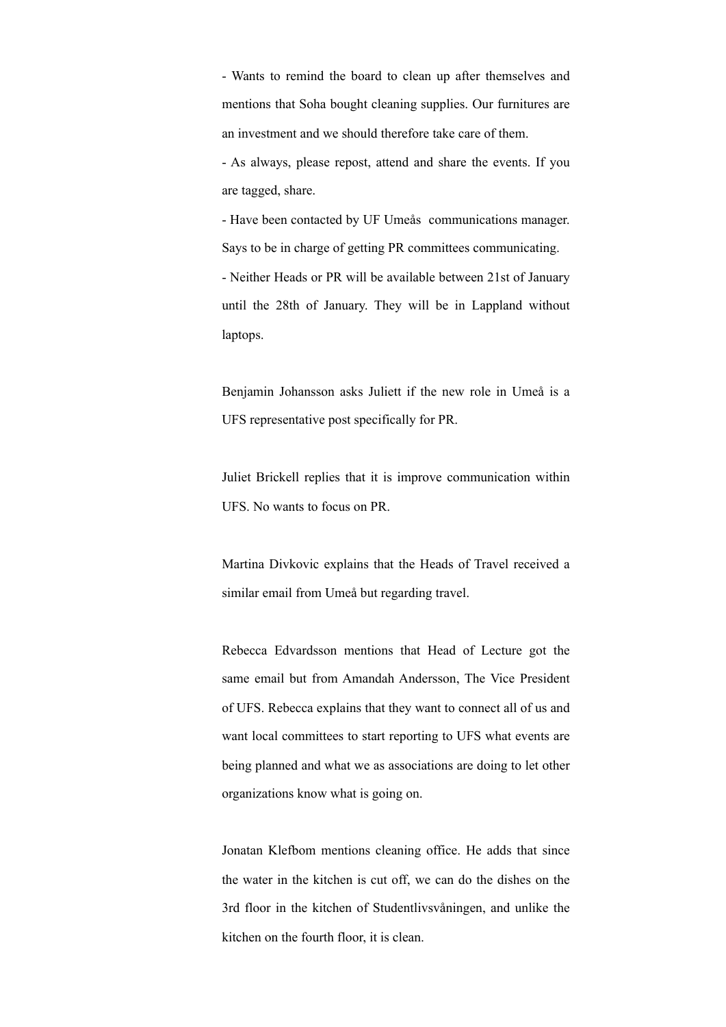- Wants to remind the board to clean up after themselves and mentions that Soha bought cleaning supplies. Our furnitures are an investment and we should therefore take care of them.
- As always, please repost, attend and share the events. If you are tagged, share.
- Have been contacted by UF Umeås  communications manager. Says to be in charge of getting PR committees communicating.
- Neither Heads or PR will be available between 21st of January until the 28th of January. They will be in Lappland without laptops.

Benjamin Johansson asks Juliett if the new role in Umeå is a UFS representative post specifically for PR.

Juliet Brickell replies that it is improve communication within UFS. No wants to focus on PR.

Martina Divkovic explains that the Heads of Travel received a similar email from Umeå but regarding travel.

Rebecca Edvardsson mentions that Head of Lecture got the same email but from Amandah Andersson, The Vice President of UFS. Rebecca explains that they want to connect all of us and want local committees to start reporting to UFS what events are being planned and what we as associations are doing to let other organizations know what is going on.

Jonatan Klefbom mentions cleaning office. He adds that since the water in the kitchen is cut off, we can do the dishes on the 3rd floor in the kitchen of Studentlivsvåningen, and unlike the kitchen on the fourth floor, it is clean.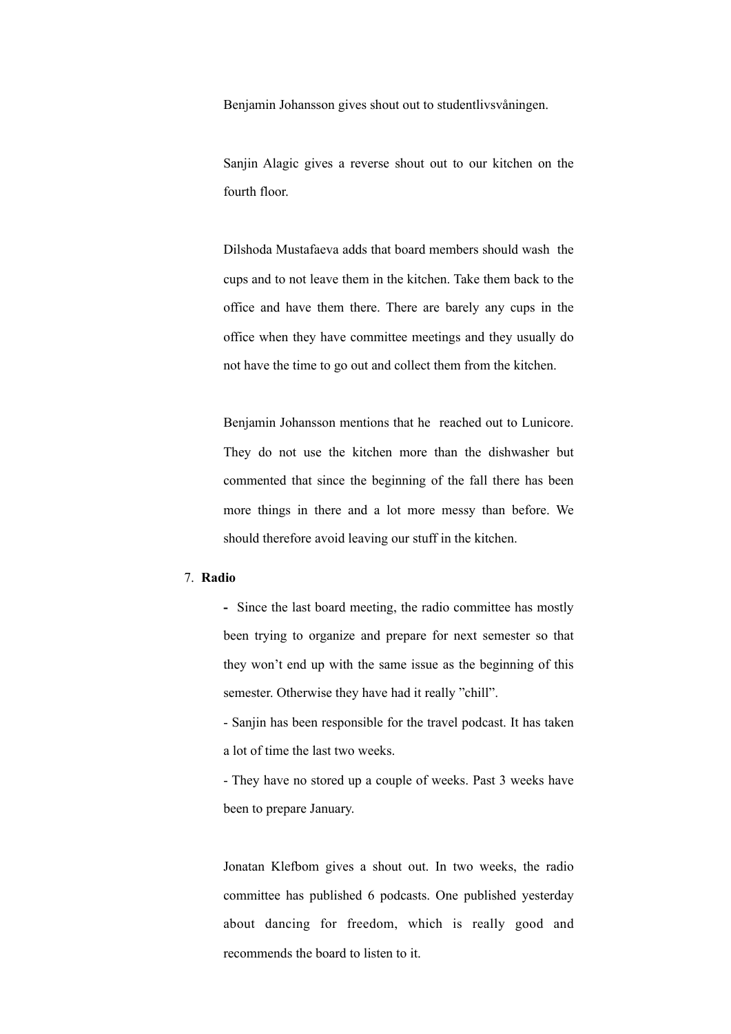Benjamin Johansson gives shout out to studentlivsvåningen.

Sanjin Alagic gives a reverse shout out to our kitchen on the fourth floor.

Dilshoda Mustafaeva adds that board members should wash the cups and to not leave them in the kitchen. Take them back to the office and have them there. There are barely any cups in the office when they have committee meetings and they usually do not have the time to go out and collect them from the kitchen.

Benjamin Johansson mentions that he reached out to Lunicore. They do not use the kitchen more than the dishwasher but commented that since the beginning of the fall there has been more things in there and a lot more messy than before. We should therefore avoid leaving our stuff in the kitchen.

7. **Radio**

- Since the last board meeting, the radio committee has mostly been trying to organize and prepare for next semester so that they won't end up with the same issue as the beginning of this semester. Otherwise they have had it really "chill".
- Sanjin has been responsible for the travel podcast. It has taken a lot of time the last two weeks.
- They have no stored up a couple of weeks. Past 3 weeks have been to prepare January.

Jonatan Klefbom gives a shout out. In two weeks, the radio committee has published 6 podcasts. One published yesterday about dancing for freedom, which is really good and recommends the board to listen to it.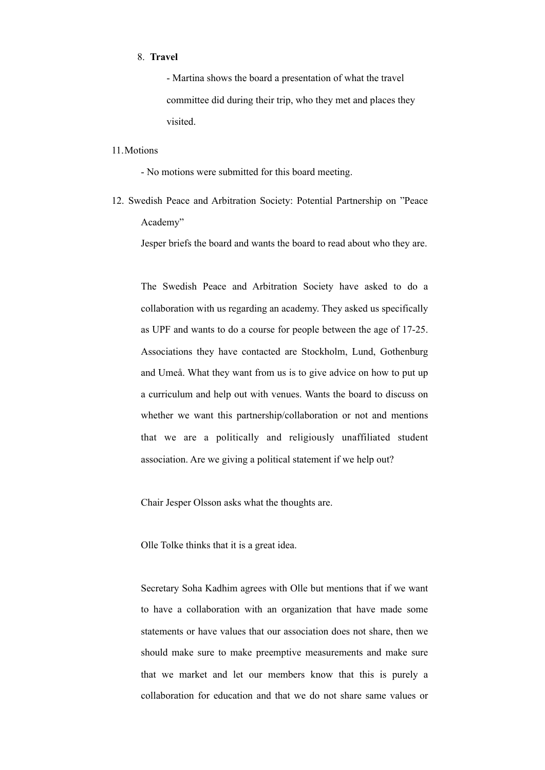8. **Travel**

    - Martina shows the board a presentation of what the travel committee did during their trip, who they met and places they visited.

11. Motions

    - No motions were submitted for this board meeting.

12. Swedish Peace and Arbitration Society: Potential Partnership on ”Peace Academy”

    Jesper briefs the board and wants the board to read about who they are.

    The Swedish Peace and Arbitration Society have asked to do a collaboration with us regarding an academy. They asked us specifically as UPF and wants to do a course for people between the age of 17-25. Associations they have contacted are Stockholm, Lund, Gothenburg and Umeå. What they want from us is to give advice on how to put up a curriculum and help out with venues. Wants the board to discuss on whether we want this partnership/collaboration or not and mentions that we are a politically and religiously unaffiliated student association. Are we giving a political statement if we help out?

    Chair Jesper Olsson asks what the thoughts are.

    Olle Tolke thinks that it is a great idea.

    Secretary Soha Kadhim agrees with Olle but mentions that if we want to have a collaboration with an organization that have made some statements or have values that our association does not share, then we should make sure to make preemptive measurements and make sure that we market and let our members know that this is purely a collaboration for education and that we do not share same values or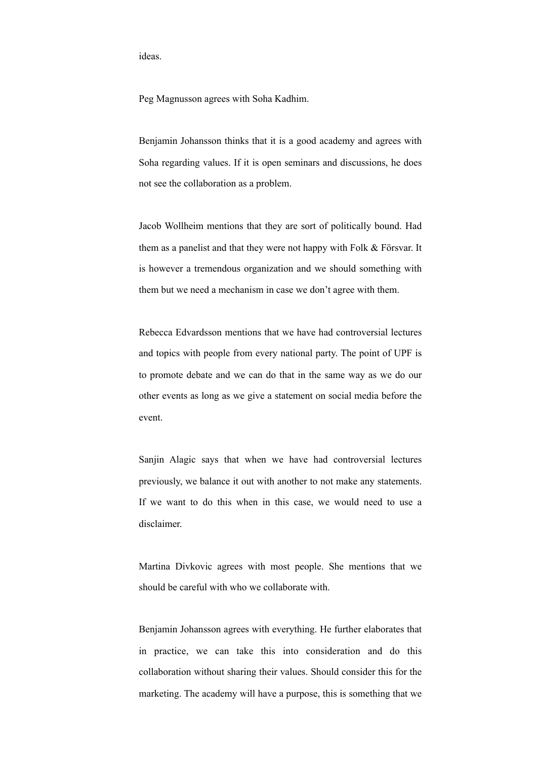ideas.

Peg Magnusson agrees with Soha Kadhim.

Benjamin Johansson thinks that it is a good academy and agrees with Soha regarding values. If it is open seminars and discussions, he does not see the collaboration as a problem.

Jacob Wollheim mentions that they are sort of politically bound. Had them as a panelist and that they were not happy with Folk & Försvar. It is however a tremendous organization and we should something with them but we need a mechanism in case we don't agree with them.

Rebecca Edvardsson mentions that we have had controversial lectures and topics with people from every national party. The point of UPF is to promote debate and we can do that in the same way as we do our other events as long as we give a statement on social media before the event.

Sanjin Alagic says that when we have had controversial lectures previously, we balance it out with another to not make any statements. If we want to do this when in this case, we would need to use a disclaimer.

Martina Divkovic agrees with most people. She mentions that we should be careful with who we collaborate with.

Benjamin Johansson agrees with everything. He further elaborates that in practice, we can take this into consideration and do this collaboration without sharing their values. Should consider this for the marketing. The academy will have a purpose, this is something that we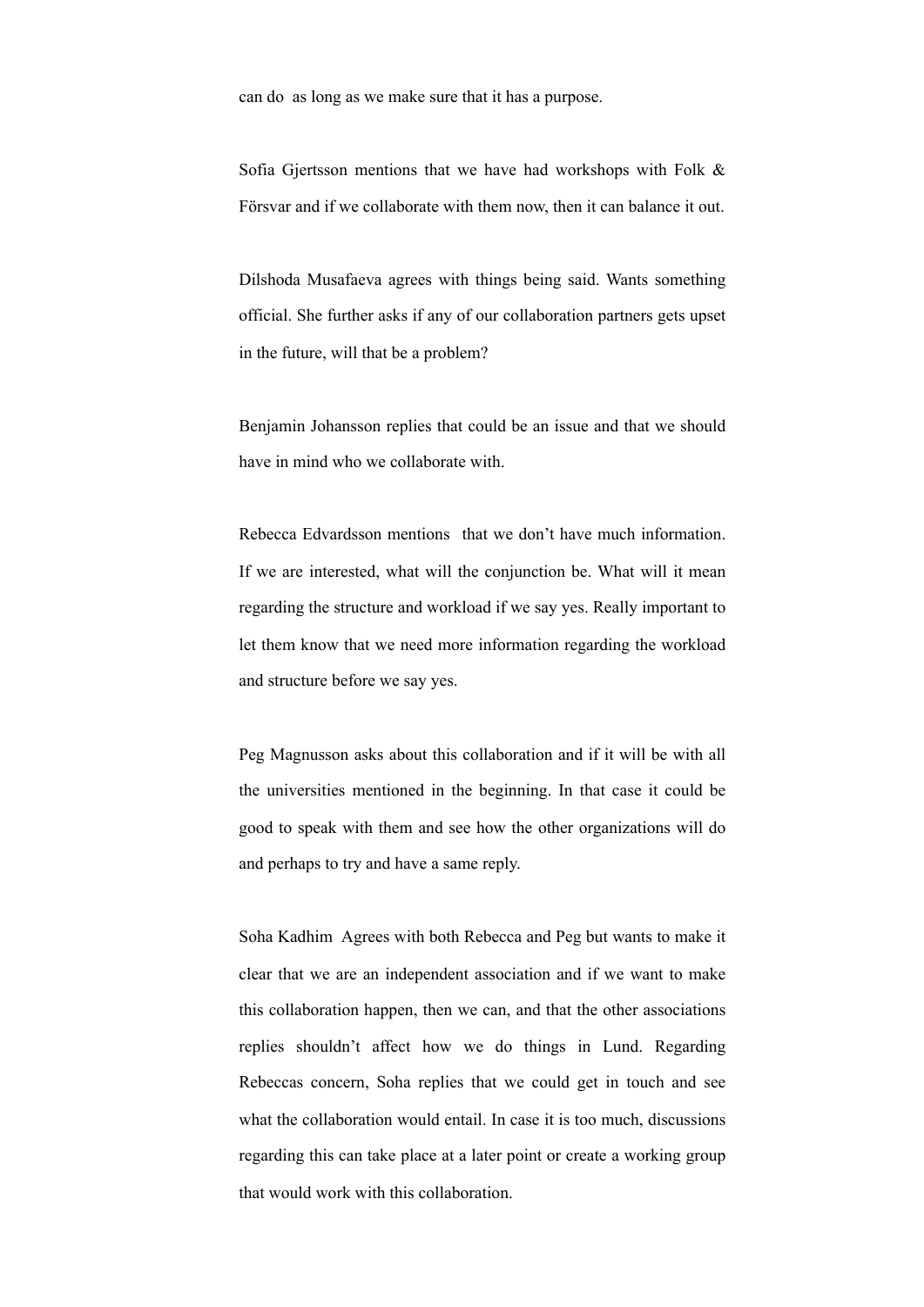can do as long as we make sure that it has a purpose.

Sofia Gjertsson mentions that we have had workshops with Folk & Försvar and if we collaborate with them now, then it can balance it out.

Dilshoda Musafaeva agrees with things being said. Wants something official. She further asks if any of our collaboration partners gets upset in the future, will that be a problem?

Benjamin Johansson replies that could be an issue and that we should have in mind who we collaborate with.

Rebecca Edvardsson mentions that we don't have much information. If we are interested, what will the conjunction be. What will it mean regarding the structure and workload if we say yes. Really important to let them know that we need more information regarding the workload and structure before we say yes.

Peg Magnusson asks about this collaboration and if it will be with all the universities mentioned in the beginning. In that case it could be good to speak with them and see how the other organizations will do and perhaps to try and have a same reply.

Soha Kadhim Agrees with both Rebecca and Peg but wants to make it clear that we are an independent association and if we want to make this collaboration happen, then we can, and that the other associations replies shouldn't affect how we do things in Lund. Regarding Rebeccas concern, Soha replies that we could get in touch and see what the collaboration would entail. In case it is too much, discussions regarding this can take place at a later point or create a working group that would work with this collaboration.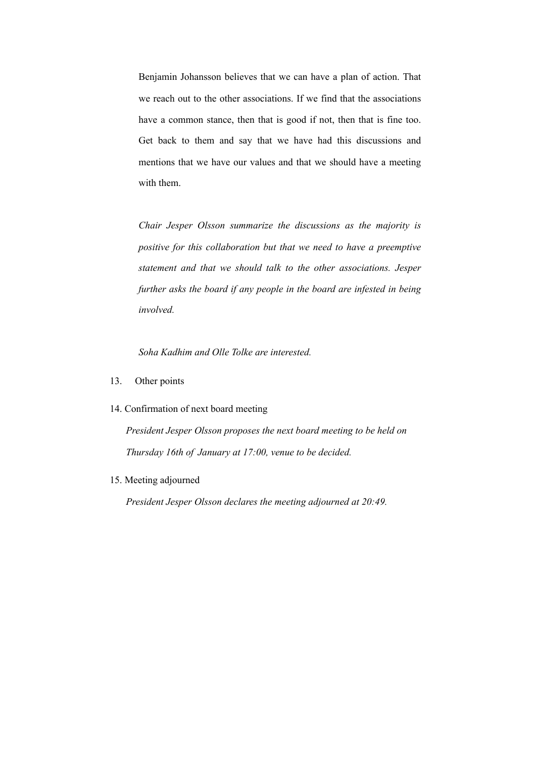Benjamin Johansson believes that we can have a plan of action. That we reach out to the other associations. If we find that the associations have a common stance, then that is good if not, then that is fine too. Get back to them and say that we have had this discussions and mentions that we have our values and that we should have a meeting with them.

*Chair Jesper Olsson summarize the discussions as the majority is positive for this collaboration but that we need to have a preemptive statement and that we should talk to the other associations. Jesper further asks the board if any people in the board are infested in being involved.*

*Soha Kadhim and Olle Tolke are interested.*

13. Other points

14. Confirmation of next board meeting

*President Jesper Olsson proposes the next board meeting to be held on Thursday 16th of January at 17:00, venue to be decided.*

15. Meeting adjourned

*President Jesper Olsson declares the meeting adjourned at 20:49.*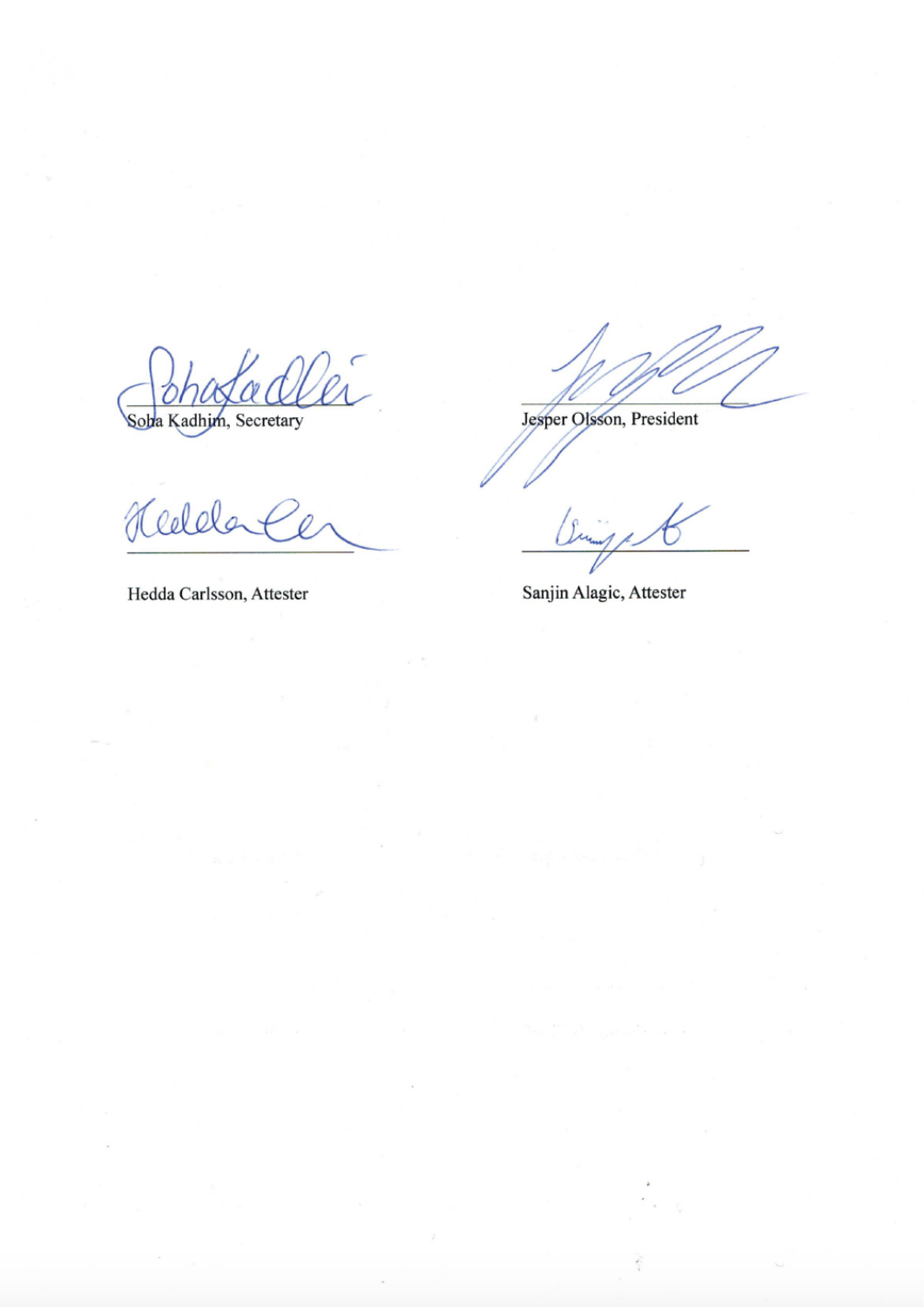| | |
|---|---|
| Soha Kadhim, Secretary | Jesper Olsson, President |
| Hedda Carlsson, Attester | Sanjin Alagic, Attester |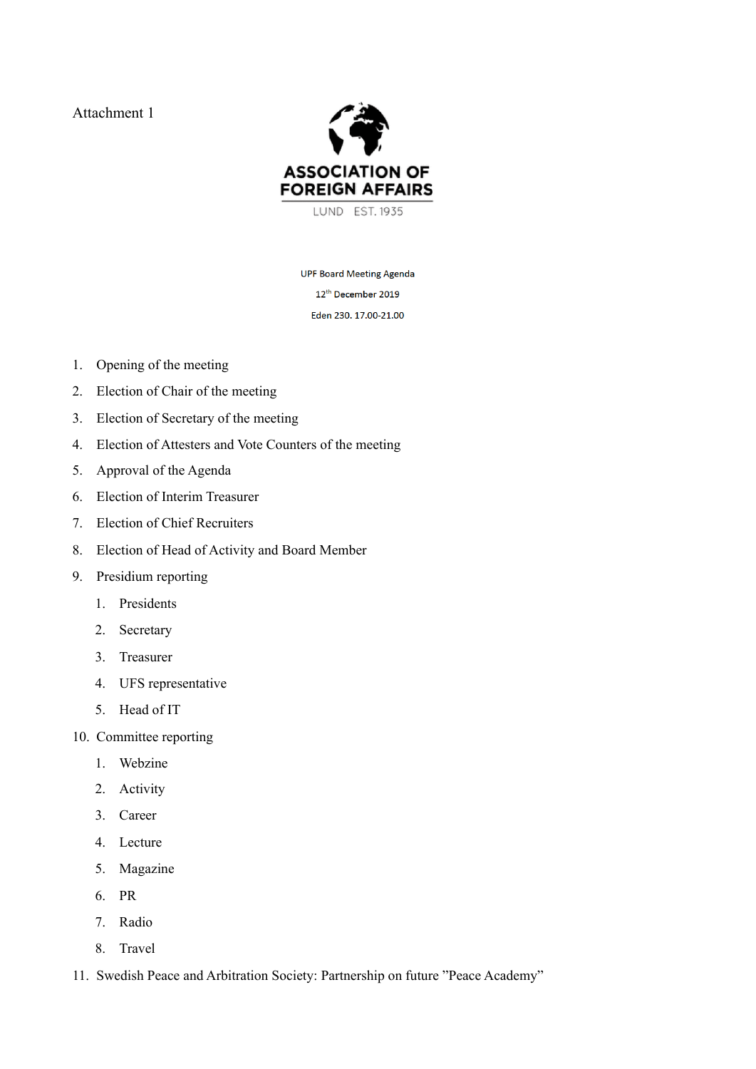Attachment 1

ASSOCIATION OF FOREIGN AFFAIRS

LUND EST. 1935

UPF Board Meeting Agenda

12th December 2019

Eden 230. 17.00-21.00

1. Opening of the meeting
2. Election of Chair of the meeting
3. Election of Secretary of the meeting
4. Election of Attesters and Vote Counters of the meeting
5. Approval of the Agenda
6. Election of Interim Treasurer
7. Election of Chief Recruiters
8. Election of Head of Activity and Board Member
9. Presidium reporting
    1. Presidents
    2. Secretary
    3. Treasurer
    4. UFS representative
    5. Head of IT
10. Committee reporting
    1. Webzine
    2. Activity
    3. Career
    4. Lecture
    5. Magazine
    6. PR
    7. Radio
    8. Travel
11. Swedish Peace and Arbitration Society: Partnership on future ”Peace Academy”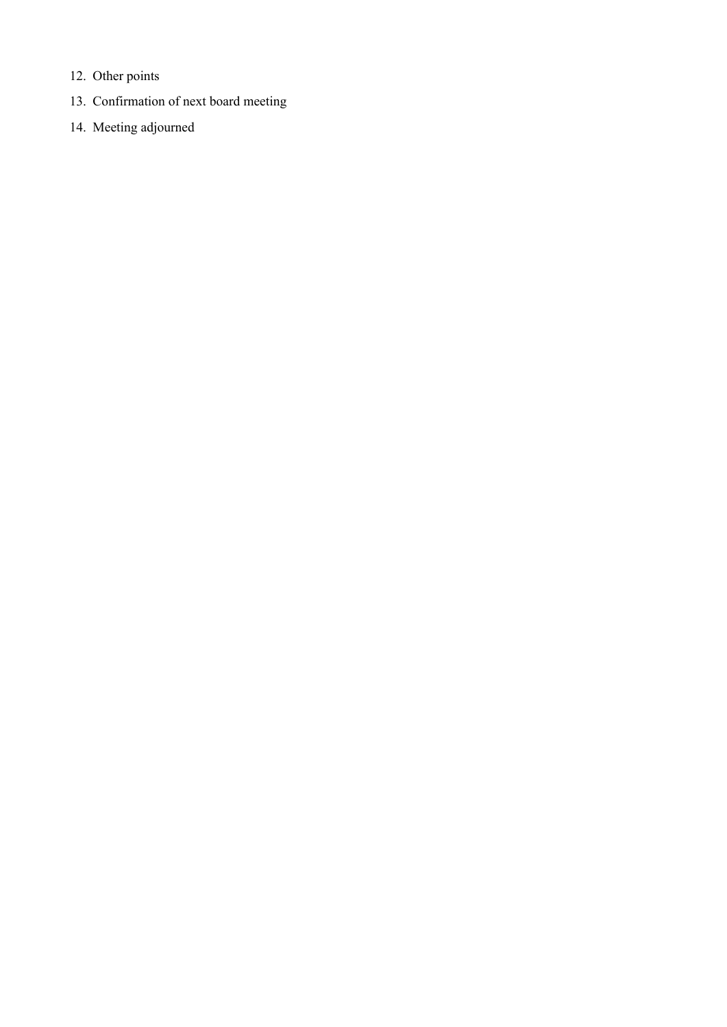12. Other points
13. Confirmation of next board meeting
14. Meeting adjourned